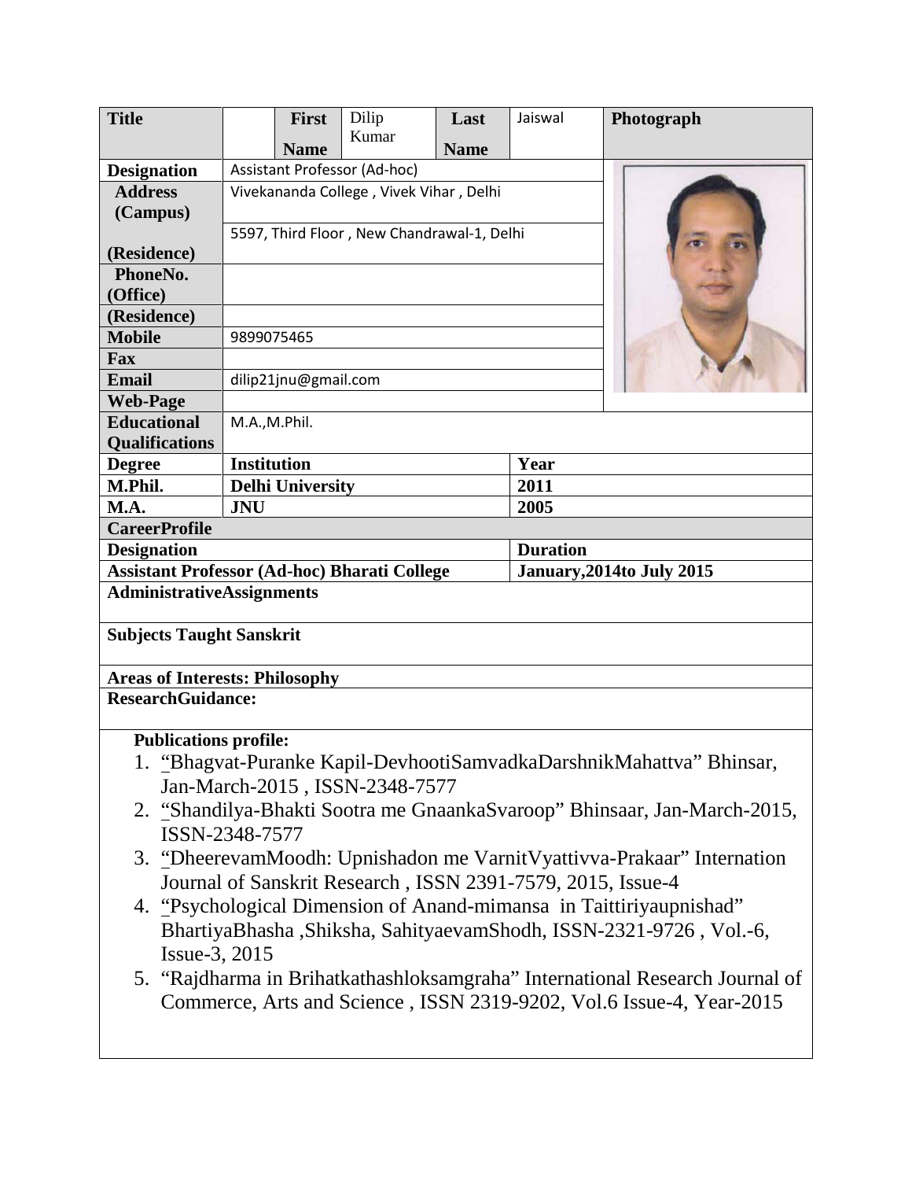| Title | | First Name | Dilip Kumar | Last Name | Jaiswal | Photograph |
|---|---|---|---|---|---|---|
| **Designation** | Assistant Professor (Ad-hoc) | | | | | |
| **Address (Campus)** | Vivekananda College , Vivek Vihar , Delhi | | | | | |
| **(Residence)** | 5597, Third Floor , New Chandrawal-1, Delhi | | | | | |
| **PhoneNo. (Office)** | | | | | | |
| **(Residence)** | | | | | | |
| **Mobile** | 9899075465 | | | | | |
| **Fax** | | | | | | |
| **Email** | dilip21jnu@gmail.com | | | | | |
| **Web-Page** | | | | | | |
| **Educational Qualifications** | M.A.,M.Phil. | | | | | |

| Degree | Institution | Year |
|---|---|---|
| **M.Phil.** | **Delhi University** | **2011** |
| **M.A.** | **JNU** | **2005** |

**CareerProfile**

| Designation | Duration |
|---|---|
| **Assistant Professor (Ad-hoc) Bharati College** | **January,2014to July 2015** |

**AdministrativeAssignments**

**Subjects Taught Sanskrit**

**Areas of Interests: Philosophy**

**ResearchGuidance:**

**Publications profile:**

1. "Bhagvat-Puranke Kapil-DevhootiSamvadkaDarshnikMahattva" Bhinsar, Jan-March-2015 , ISSN-2348-7577
2. "Shandilya-Bhakti Sootra me GnaankaSvaroop" Bhinsaar, Jan-March-2015, ISSN-2348-7577
3. "DheerevamMoodh: Upnishadon me VarnitVyattivva-Prakaar" Internation Journal of Sanskrit Research , ISSN 2391-7579, 2015, Issue-4
4. "Psychological Dimension of Anand-mimansa in Taittiriyaupnishad" BhartiyaBhasha ,Shiksha, SahityaevamShodh, ISSN-2321-9726 , Vol.-6, Issue-3, 2015
5. "Rajdharma in Brihatkathashloksamgraha" International Research Journal of Commerce, Arts and Science , ISSN 2319-9202, Vol.6 Issue-4, Year-2015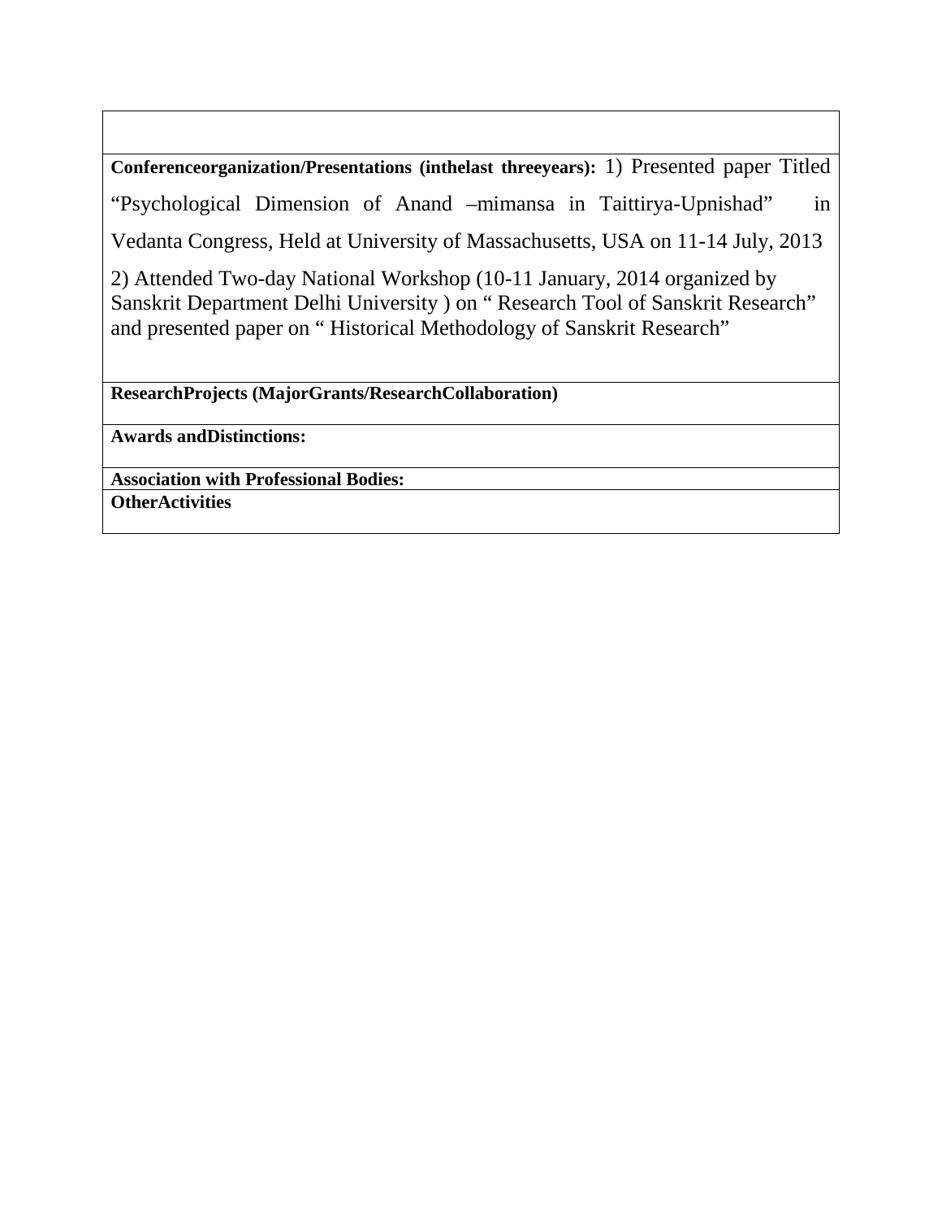**Conferenceorganization/Presentations (inthelast threeyears):** 1) Presented paper Titled "Psychological Dimension of Anand –mimansa in Taittirya-Upnishad" in Vedanta Congress, Held at University of Massachusetts, USA on 11-14 July, 2013

2) Attended Two-day National Workshop (10-11 January, 2014 organized by Sanskrit Department Delhi University ) on " Research Tool of Sanskrit Research" and presented paper on " Historical Methodology of Sanskrit Research"

**ResearchProjects (MajorGrants/ResearchCollaboration)**

**Awards andDistinctions:**

**Association with Professional Bodies:**

**OtherActivities**